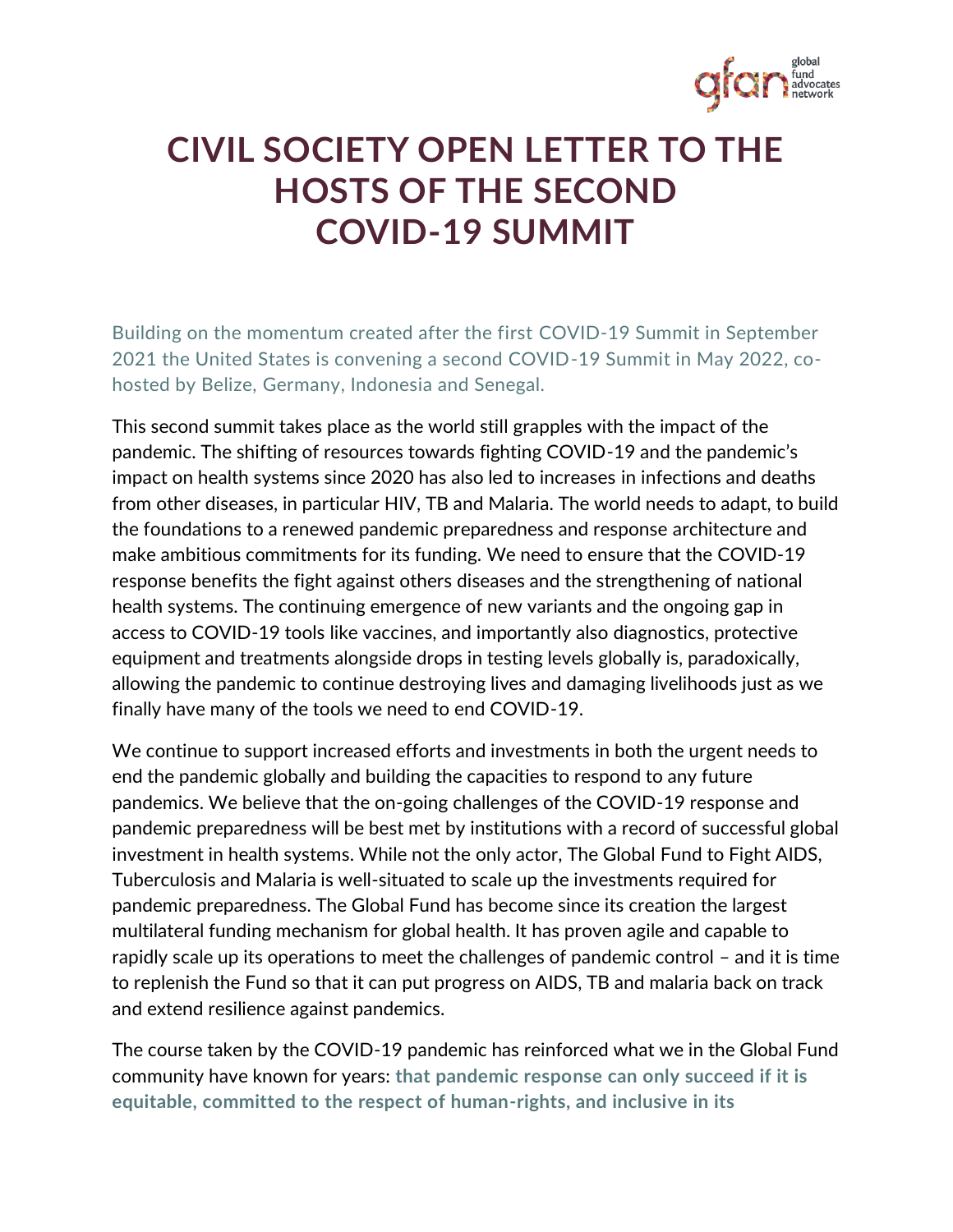# CIVIL SOCIETY OPEN LETTER TO THE HOSTS OF THE SECOND COVID-19 SUMMIT

Building on the momentum created after the first COVID-19 Summit in September 2021 the United States is convening a second COVID-19 Summit in May 2022, co-hosted by Belize, Germany, Indonesia and Senegal.

This second summit takes place as the world still grapples with the impact of the pandemic. The shifting of resources towards fighting COVID-19 and the pandemic's impact on health systems since 2020 has also led to increases in infections and deaths from other diseases, in particular HIV, TB and Malaria. The world needs to adapt, to build the foundations to a renewed pandemic preparedness and response architecture and make ambitious commitments for its funding. We need to ensure that the COVID-19 response benefits the fight against others diseases and the strengthening of national health systems. The continuing emergence of new variants and the ongoing gap in access to COVID-19 tools like vaccines, and importantly also diagnostics, protective equipment and treatments alongside drops in testing levels globally is, paradoxically, allowing the pandemic to continue destroying lives and damaging livelihoods just as we finally have many of the tools we need to end COVID-19.

We continue to support increased efforts and investments in both the urgent needs to end the pandemic globally and building the capacities to respond to any future pandemics. We believe that the on-going challenges of the COVID-19 response and pandemic preparedness will be best met by institutions with a record of successful global investment in health systems. While not the only actor, The Global Fund to Fight AIDS, Tuberculosis and Malaria is well-situated to scale up the investments required for pandemic preparedness. The Global Fund has become since its creation the largest multilateral funding mechanism for global health. It has proven agile and capable to rapidly scale up its operations to meet the challenges of pandemic control – and it is time to replenish the Fund so that it can put progress on AIDS, TB and malaria back on track and extend resilience against pandemics.

The course taken by the COVID-19 pandemic has reinforced what we in the Global Fund community have known for years: **that pandemic response can only succeed if it is equitable, committed to the respect of human-rights, and inclusive in its**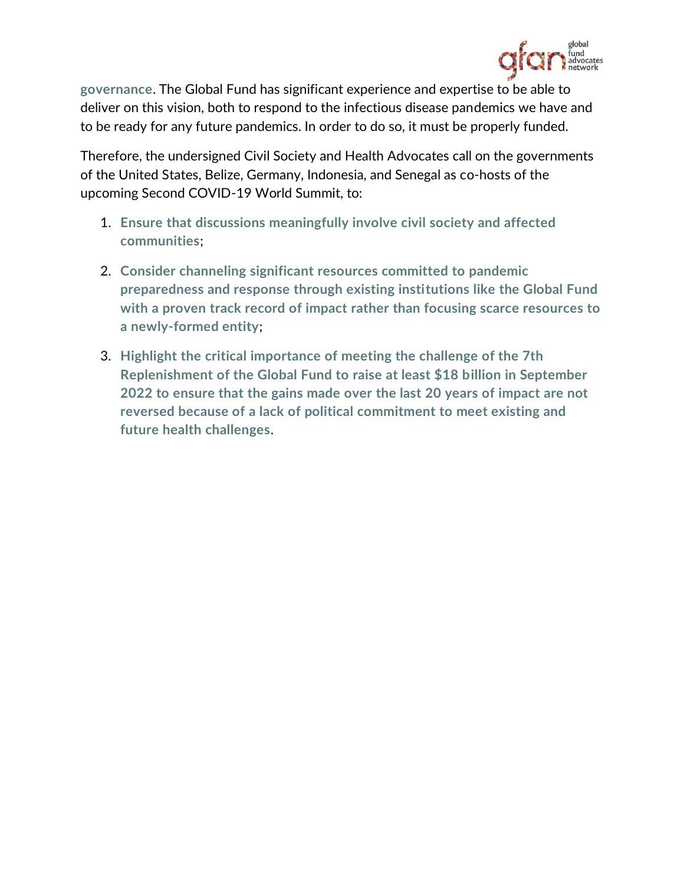**governance**. The Global Fund has significant experience and expertise to be able to deliver on this vision, both to respond to the infectious disease pandemics we have and to be ready for any future pandemics. In order to do so, it must be properly funded.

Therefore, the undersigned Civil Society and Health Advocates call on the governments of the United States, Belize, Germany, Indonesia, and Senegal as co-hosts of the upcoming Second COVID-19 World Summit, to:

1. **Ensure that discussions meaningfully involve civil society and affected communities**;
2. **Consider channeling significant resources committed to pandemic preparedness and response through existing institutions like the Global Fund with a proven track record of impact rather than focusing scarce resources to a newly-formed entity**;
3. **Highlight the critical importance of meeting the challenge of the 7th Replenishment of the Global Fund to raise at least $18 billion in September 2022 to ensure that the gains made over the last 20 years of impact are not reversed because of a lack of political commitment to meet existing and future health challenges**.